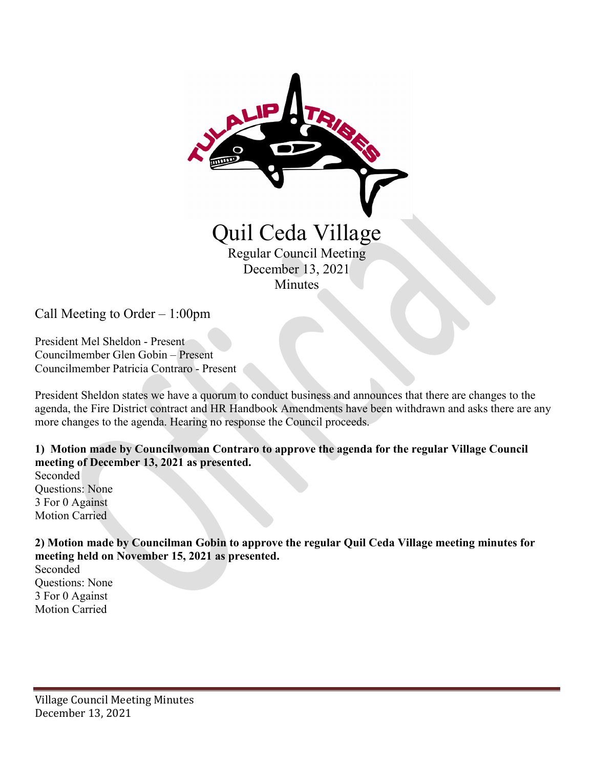# Quil Ceda Village

Regular Council Meeting
December 13, 2021
Minutes

Call Meeting to Order – 1:00pm

President Mel Sheldon - Present
Councilmember Glen Gobin – Present
Councilmember Patricia Contraro - Present

President Sheldon states we have a quorum to conduct business and announces that there are changes to the agenda, the Fire District contract and HR Handbook Amendments have been withdrawn and asks there are any more changes to the agenda. Hearing no response the Council proceeds.

**1) Motion made by Councilwoman Contraro to approve the agenda for the regular Village Council meeting of December 13, 2021 as presented.**
Seconded
Questions: None
3 For 0 Against
Motion Carried

**2) Motion made by Councilman Gobin to approve the regular Quil Ceda Village meeting minutes for meeting held on November 15, 2021 as presented.**
Seconded
Questions: None
3 For 0 Against
Motion Carried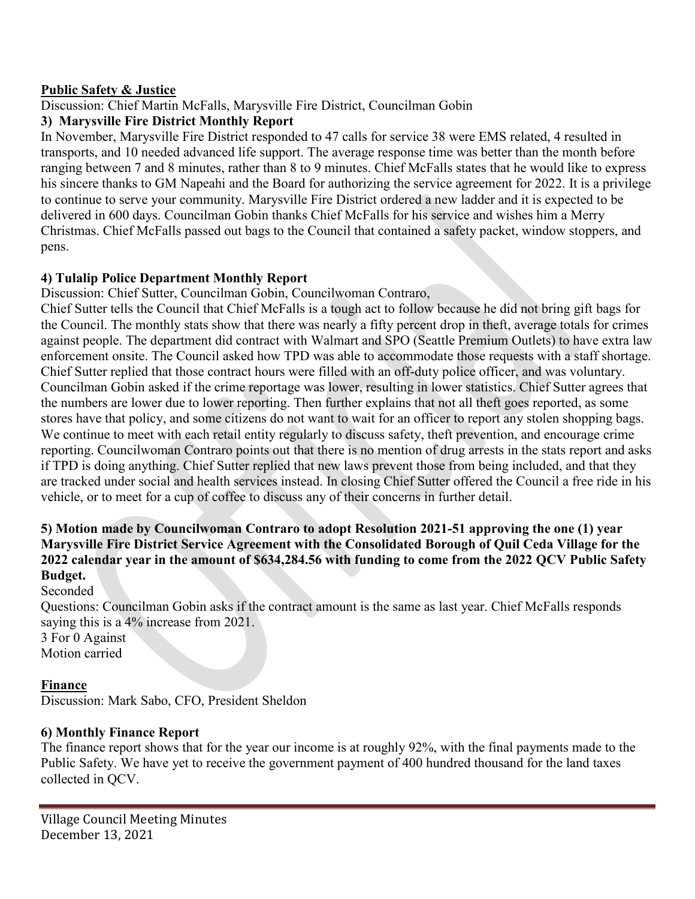**Public Safety & Justice**

Discussion: Chief Martin McFalls, Marysville Fire District, Councilman Gobin

**3) Marysville Fire District Monthly Report**

In November, Marysville Fire District responded to 47 calls for service 38 were EMS related, 4 resulted in transports, and 10 needed advanced life support. The average response time was better than the month before ranging between 7 and 8 minutes, rather than 8 to 9 minutes. Chief McFalls states that he would like to express his sincere thanks to GM Napeahi and the Board for authorizing the service agreement for 2022. It is a privilege to continue to serve your community. Marysville Fire District ordered a new ladder and it is expected to be delivered in 600 days. Councilman Gobin thanks Chief McFalls for his service and wishes him a Merry Christmas. Chief McFalls passed out bags to the Council that contained a safety packet, window stoppers, and pens.

**4) Tulalip Police Department Monthly Report**

Discussion: Chief Sutter, Councilman Gobin, Councilwoman Contraro,

Chief Sutter tells the Council that Chief McFalls is a tough act to follow because he did not bring gift bags for the Council. The monthly stats show that there was nearly a fifty percent drop in theft, average totals for crimes against people. The department did contract with Walmart and SPO (Seattle Premium Outlets) to have extra law enforcement onsite. The Council asked how TPD was able to accommodate those requests with a staff shortage. Chief Sutter replied that those contract hours were filled with an off-duty police officer, and was voluntary. Councilman Gobin asked if the crime reportage was lower, resulting in lower statistics. Chief Sutter agrees that the numbers are lower due to lower reporting. Then further explains that not all theft goes reported, as some stores have that policy, and some citizens do not want to wait for an officer to report any stolen shopping bags. We continue to meet with each retail entity regularly to discuss safety, theft prevention, and encourage crime reporting. Councilwoman Contraro points out that there is no mention of drug arrests in the stats report and asks if TPD is doing anything. Chief Sutter replied that new laws prevent those from being included, and that they are tracked under social and health services instead. In closing Chief Sutter offered the Council a free ride in his vehicle, or to meet for a cup of coffee to discuss any of their concerns in further detail.

**5) Motion made by Councilwoman Contraro to adopt Resolution 2021-51 approving the one (1) year Marysville Fire District Service Agreement with the Consolidated Borough of Quil Ceda Village for the 2022 calendar year in the amount of $634,284.56 with funding to come from the 2022 QCV Public Safety Budget.**

Seconded

Questions: Councilman Gobin asks if the contract amount is the same as last year. Chief McFalls responds saying this is a 4% increase from 2021.

3 For 0 Against

Motion carried

**Finance**

Discussion: Mark Sabo, CFO, President Sheldon

**6) Monthly Finance Report**

The finance report shows that for the year our income is at roughly 92%, with the final payments made to the Public Safety. We have yet to receive the government payment of 400 hundred thousand for the land taxes collected in QCV.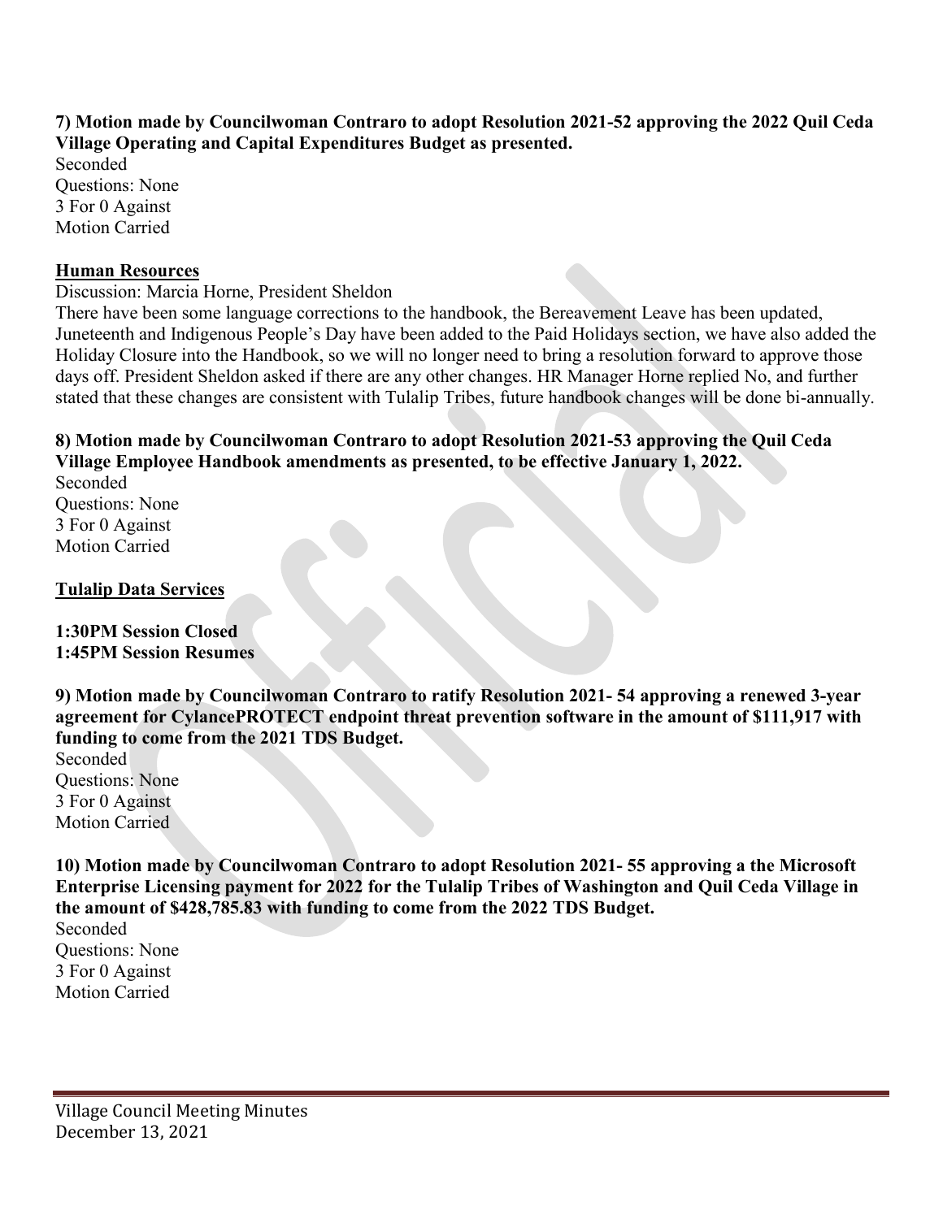**7) Motion made by Councilwoman Contraro to adopt Resolution 2021-52 approving the 2022 Quil Ceda Village Operating and Capital Expenditures Budget as presented.**
Seconded
Questions: None
3 For 0 Against
Motion Carried

**Human Resources**

Discussion: Marcia Horne, President Sheldon
There have been some language corrections to the handbook, the Bereavement Leave has been updated, Juneteenth and Indigenous People's Day have been added to the Paid Holidays section, we have also added the Holiday Closure into the Handbook, so we will no longer need to bring a resolution forward to approve those days off. President Sheldon asked if there are any other changes. HR Manager Horne replied No, and further stated that these changes are consistent with Tulalip Tribes, future handbook changes will be done bi-annually.

**8) Motion made by Councilwoman Contraro to adopt Resolution 2021-53 approving the Quil Ceda Village Employee Handbook amendments as presented, to be effective January 1, 2022.**
Seconded
Questions: None
3 For 0 Against
Motion Carried

**Tulalip Data Services**

**1:30PM Session Closed**
**1:45PM Session Resumes**

**9) Motion made by Councilwoman Contraro to ratify Resolution 2021- 54 approving a renewed 3-year agreement for CylancePROTECT endpoint threat prevention software in the amount of $111,917 with funding to come from the 2021 TDS Budget.**
Seconded
Questions: None
3 For 0 Against
Motion Carried

**10) Motion made by Councilwoman Contraro to adopt Resolution 2021- 55 approving a the Microsoft Enterprise Licensing payment for 2022 for the Tulalip Tribes of Washington and Quil Ceda Village in the amount of $428,785.83 with funding to come from the 2022 TDS Budget.**
Seconded
Questions: None
3 For 0 Against
Motion Carried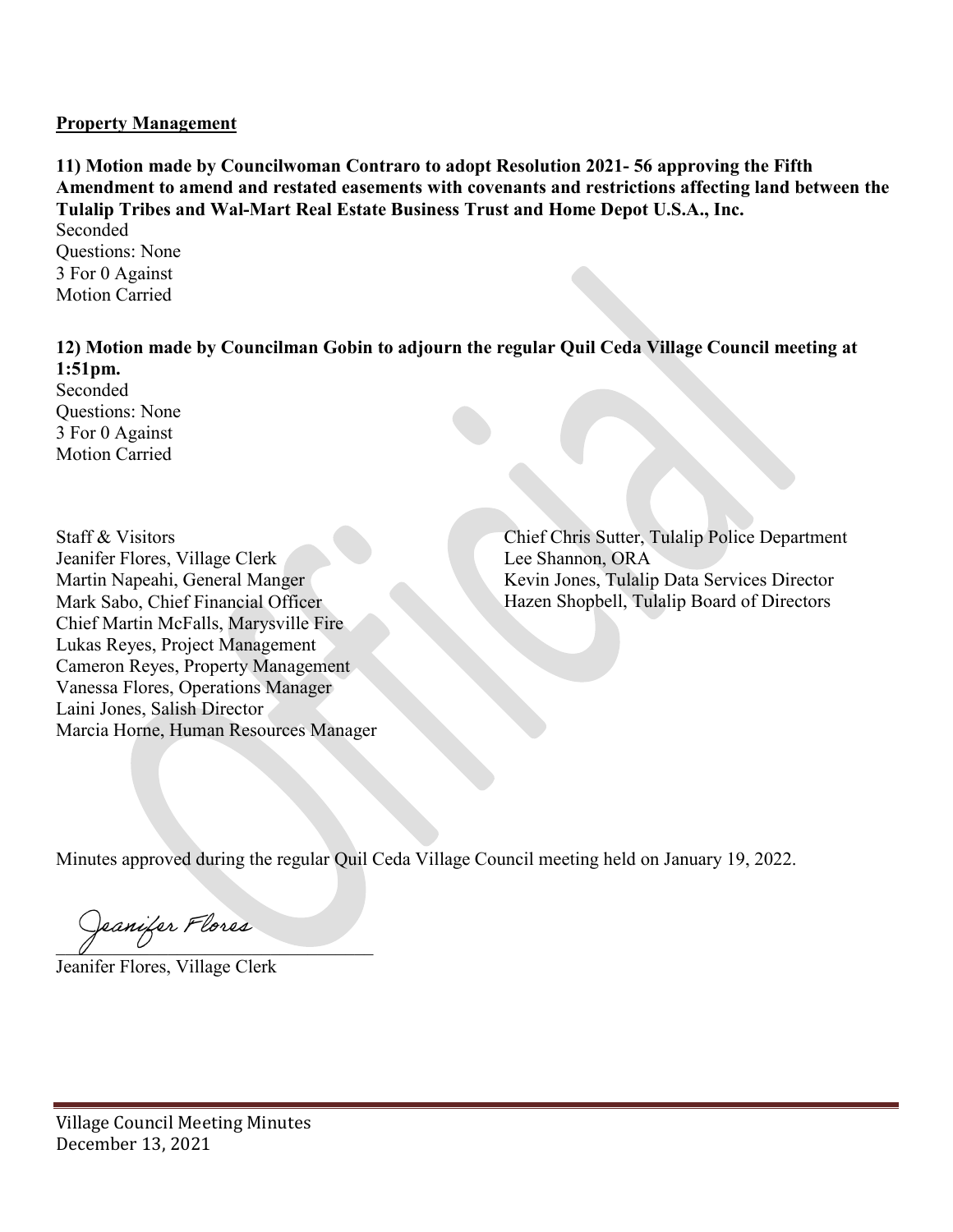**Property Management**

**11) Motion made by Councilwoman Contraro to adopt Resolution 2021- 56 approving the Fifth Amendment to amend and restated easements with covenants and restrictions affecting land between the Tulalip Tribes and Wal-Mart Real Estate Business Trust and Home Depot U.S.A., Inc.**
Seconded
Questions: None
3 For 0 Against
Motion Carried

**12) Motion made by Councilman Gobin to adjourn the regular Quil Ceda Village Council meeting at 1:51pm.**
Seconded
Questions: None
3 For 0 Against
Motion Carried

Staff & Visitors
Jeanifer Flores, Village Clerk
Martin Napeahi, General Manger
Mark Sabo, Chief Financial Officer
Chief Martin McFalls, Marysville Fire
Lukas Reyes, Project Management
Cameron Reyes, Property Management
Vanessa Flores, Operations Manager
Laini Jones, Salish Director
Marcia Horne, Human Resources Manager
Chief Chris Sutter, Tulalip Police Department
Lee Shannon, ORA
Kevin Jones, Tulalip Data Services Director
Hazen Shopbell, Tulalip Board of Directors

Minutes approved during the regular Quil Ceda Village Council meeting held on January 19, 2022.

Jeanifer Flores

Jeanifer Flores, Village Clerk